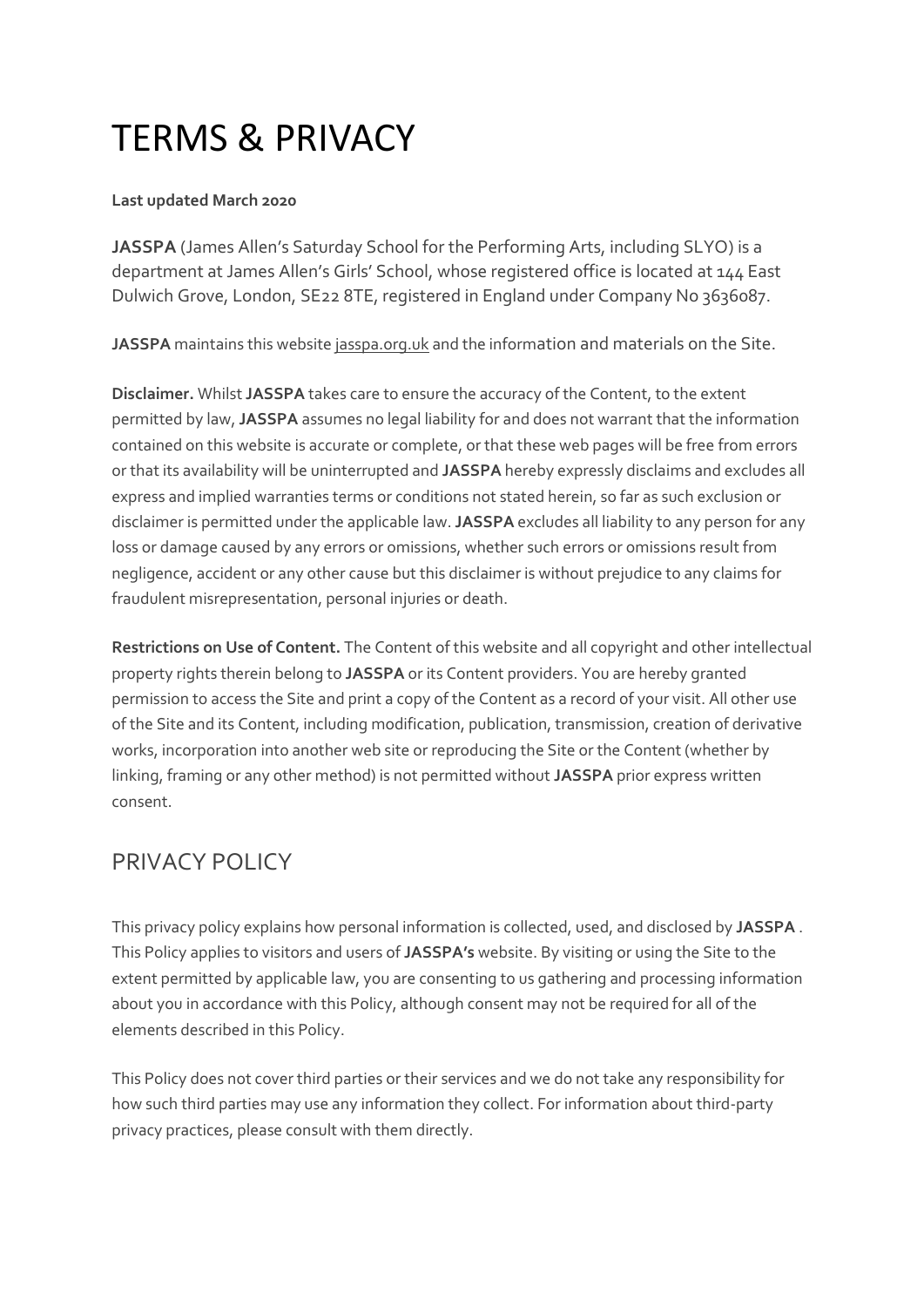# TERMS & PRIVACY

**Last updated March 2020**

**JASSPA** (James Allen's Saturday School for the Performing Arts, including SLYO) is a department at James Allen's Girls' School, whose registered office is located at 144 East Dulwich Grove, London, SE22 8TE, registered in England under Company No 3636087.

**JASSPA** maintains this website jasspa.org.uk and the information and materials on the Site.

**Disclaimer.** Whilst **JASSPA** takes care to ensure the accuracy of the Content, to the extent permitted by law, **JASSPA** assumes no legal liability for and does not warrant that the information contained on this website is accurate or complete, or that these web pages will be free from errors or that its availability will be uninterrupted and **JASSPA** hereby expressly disclaims and excludes all express and implied warranties terms or conditions not stated herein, so far as such exclusion or disclaimer is permitted under the applicable law. **JASSPA** excludes all liability to any person for any loss or damage caused by any errors or omissions, whether such errors or omissions result from negligence, accident or any other cause but this disclaimer is without prejudice to any claims for fraudulent misrepresentation, personal injuries or death.

**Restrictions on Use of Content.** The Content of this website and all copyright and other intellectual property rights therein belong to **JASSPA** or its Content providers. You are hereby granted permission to access the Site and print a copy of the Content as a record of your visit. All other use of the Site and its Content, including modification, publication, transmission, creation of derivative works, incorporation into another web site or reproducing the Site or the Content (whether by linking, framing or any other method) is not permitted without **JASSPA** prior express written consent.

## PRIVACY POLICY

This privacy policy explains how personal information is collected, used, and disclosed by **JASSPA** . This Policy applies to visitors and users of **JASSPA's** website. By visiting or using the Site to the extent permitted by applicable law, you are consenting to us gathering and processing information about you in accordance with this Policy, although consent may not be required for all of the elements described in this Policy.

This Policy does not cover third parties or their services and we do not take any responsibility for how such third parties may use any information they collect. For information about third-party privacy practices, please consult with them directly.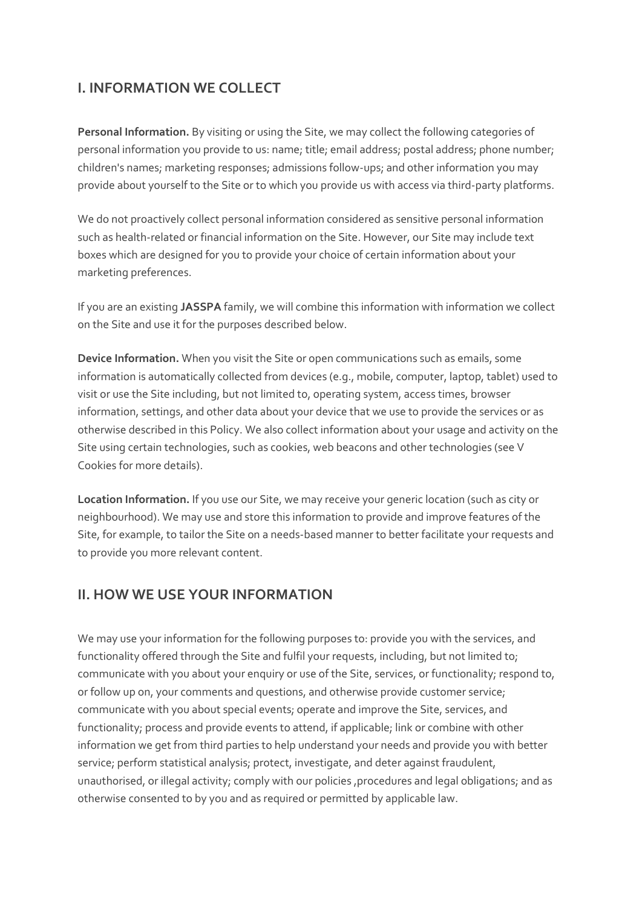## I. INFORMATION WE COLLECT

**Personal Information.** By visiting or using the Site, we may collect the following categories of personal information you provide to us: name; title; email address; postal address; phone number; children's names; marketing responses; admissions follow-ups; and other information you may provide about yourself to the Site or to which you provide us with access via third-party platforms.

We do not proactively collect personal information considered as sensitive personal information such as health-related or financial information on the Site. However, our Site may include text boxes which are designed for you to provide your choice of certain information about your marketing preferences.

If you are an existing **JASSPA** family, we will combine this information with information we collect on the Site and use it for the purposes described below.

**Device Information.** When you visit the Site or open communications such as emails, some information is automatically collected from devices (e.g., mobile, computer, laptop, tablet) used to visit or use the Site including, but not limited to, operating system, access times, browser information, settings, and other data about your device that we use to provide the services or as otherwise described in this Policy. We also collect information about your usage and activity on the Site using certain technologies, such as cookies, web beacons and other technologies (see V Cookies for more details).

**Location Information.** If you use our Site, we may receive your generic location (such as city or neighbourhood). We may use and store this information to provide and improve features of the Site, for example, to tailor the Site on a needs-based manner to better facilitate your requests and to provide you more relevant content.

## II. HOW WE USE YOUR INFORMATION

We may use your information for the following purposes to: provide you with the services, and functionality offered through the Site and fulfil your requests, including, but not limited to; communicate with you about your enquiry or use of the Site, services, or functionality; respond to, or follow up on, your comments and questions, and otherwise provide customer service; communicate with you about special events; operate and improve the Site, services, and functionality; process and provide events to attend, if applicable; link or combine with other information we get from third parties to help understand your needs and provide you with better service; perform statistical analysis; protect, investigate, and deter against fraudulent, unauthorised, or illegal activity; comply with our policies ,procedures and legal obligations; and as otherwise consented to by you and as required or permitted by applicable law.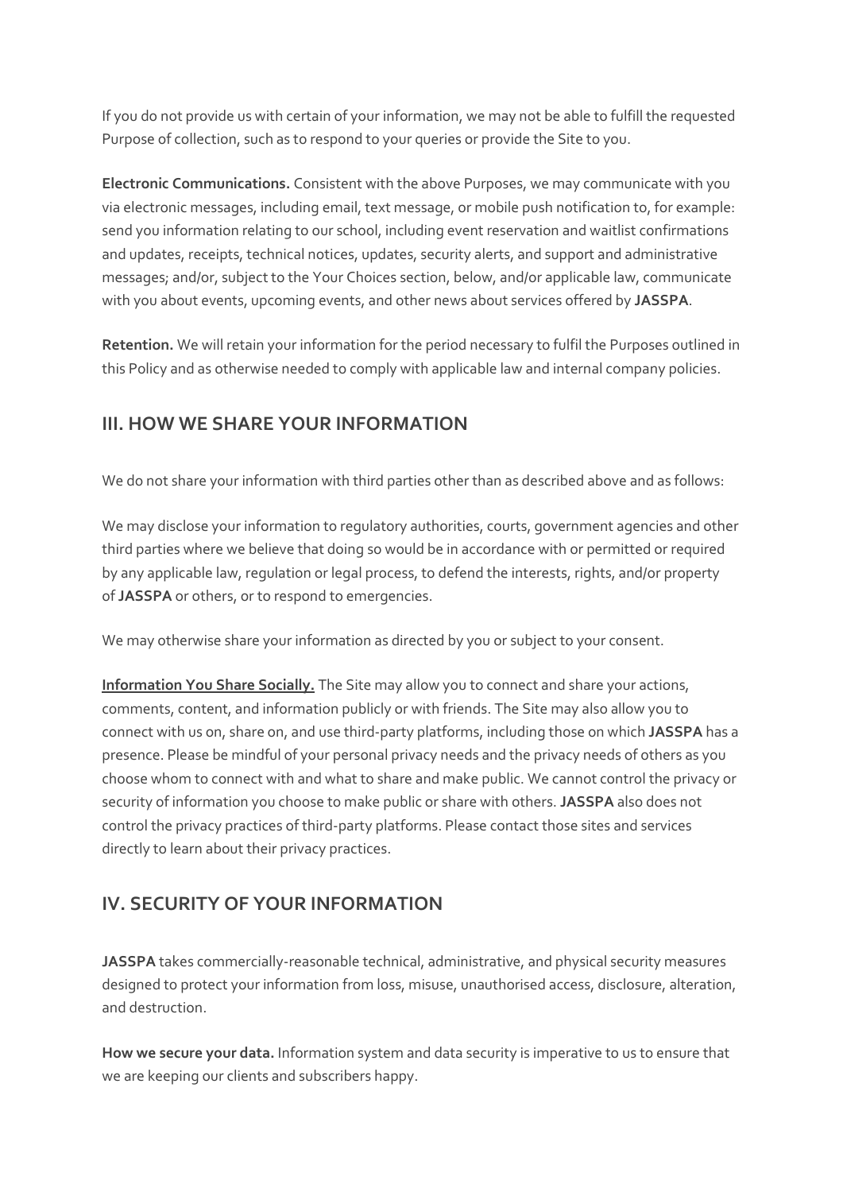If you do not provide us with certain of your information, we may not be able to fulfill the requested Purpose of collection, such as to respond to your queries or provide the Site to you.

**Electronic Communications.** Consistent with the above Purposes, we may communicate with you via electronic messages, including email, text message, or mobile push notification to, for example: send you information relating to our school, including event reservation and waitlist confirmations and updates, receipts, technical notices, updates, security alerts, and support and administrative messages; and/or, subject to the Your Choices section, below, and/or applicable law, communicate with you about events, upcoming events, and other news about services offered by **JASSPA**.

**Retention.** We will retain your information for the period necessary to fulfil the Purposes outlined in this Policy and as otherwise needed to comply with applicable law and internal company policies.

## III. HOW WE SHARE YOUR INFORMATION

We do not share your information with third parties other than as described above and as follows:

We may disclose your information to regulatory authorities, courts, government agencies and other third parties where we believe that doing so would be in accordance with or permitted or required by any applicable law, regulation or legal process, to defend the interests, rights, and/or property of **JASSPA** or others, or to respond to emergencies.

We may otherwise share your information as directed by you or subject to your consent.

**Information You Share Socially.** The Site may allow you to connect and share your actions, comments, content, and information publicly or with friends. The Site may also allow you to connect with us on, share on, and use third-party platforms, including those on which **JASSPA** has a presence. Please be mindful of your personal privacy needs and the privacy needs of others as you choose whom to connect with and what to share and make public. We cannot control the privacy or security of information you choose to make public or share with others. **JASSPA** also does not control the privacy practices of third-party platforms. Please contact those sites and services directly to learn about their privacy practices.

## IV. SECURITY OF YOUR INFORMATION

**JASSPA** takes commercially-reasonable technical, administrative, and physical security measures designed to protect your information from loss, misuse, unauthorised access, disclosure, alteration, and destruction.

**How we secure your data.** Information system and data security is imperative to us to ensure that we are keeping our clients and subscribers happy.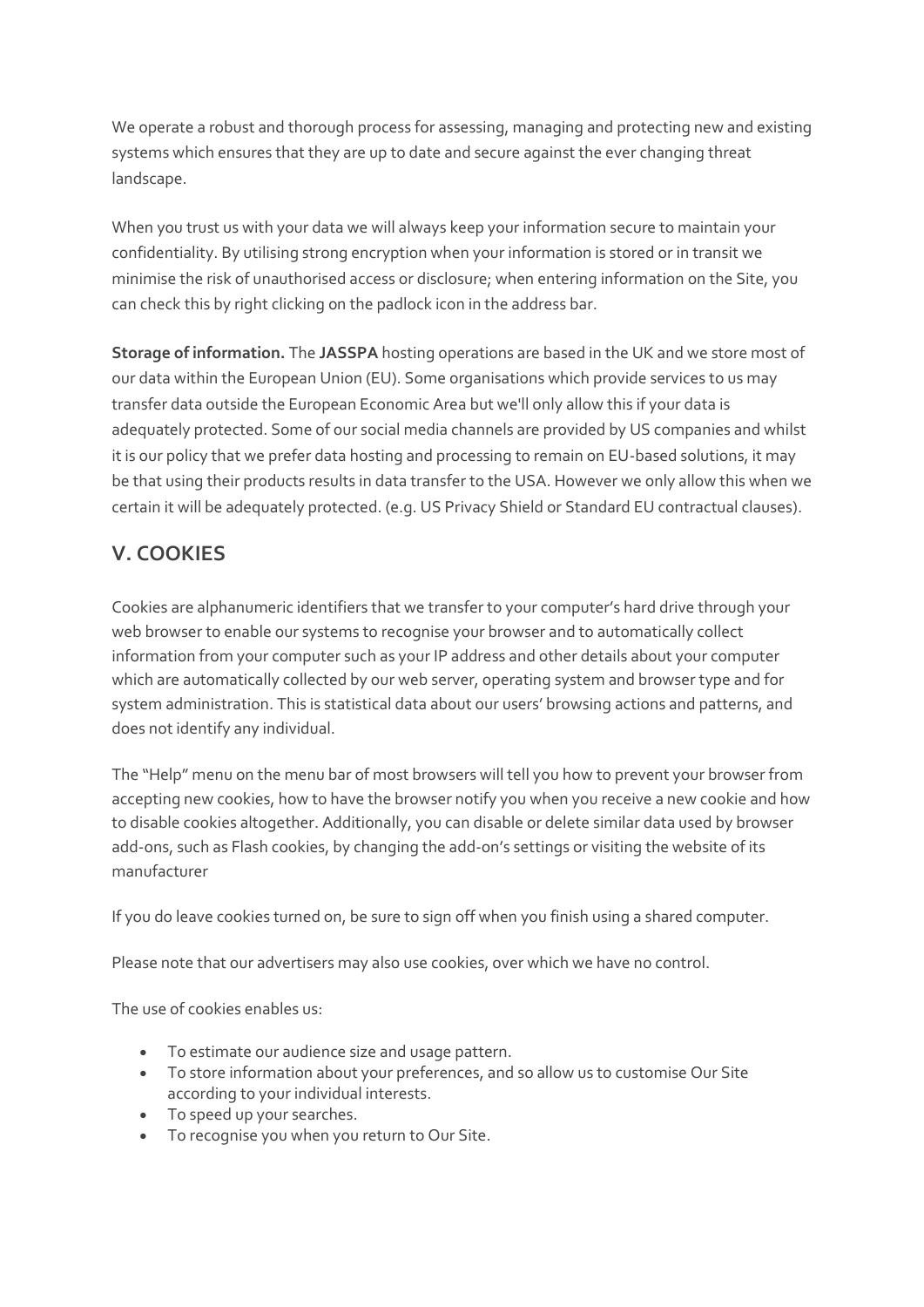We operate a robust and thorough process for assessing, managing and protecting new and existing systems which ensures that they are up to date and secure against the ever changing threat landscape.

When you trust us with your data we will always keep your information secure to maintain your confidentiality. By utilising strong encryption when your information is stored or in transit we minimise the risk of unauthorised access or disclosure; when entering information on the Site, you can check this by right clicking on the padlock icon in the address bar.

**Storage of information.** The **JASSPA** hosting operations are based in the UK and we store most of our data within the European Union (EU). Some organisations which provide services to us may transfer data outside the European Economic Area but we'll only allow this if your data is adequately protected. Some of our social media channels are provided by US companies and whilst it is our policy that we prefer data hosting and processing to remain on EU-based solutions, it may be that using their products results in data transfer to the USA. However we only allow this when we certain it will be adequately protected. (e.g. US Privacy Shield or Standard EU contractual clauses).

## V. COOKIES

Cookies are alphanumeric identifiers that we transfer to your computer's hard drive through your web browser to enable our systems to recognise your browser and to automatically collect information from your computer such as your IP address and other details about your computer which are automatically collected by our web server, operating system and browser type and for system administration. This is statistical data about our users' browsing actions and patterns, and does not identify any individual.

The "Help" menu on the menu bar of most browsers will tell you how to prevent your browser from accepting new cookies, how to have the browser notify you when you receive a new cookie and how to disable cookies altogether. Additionally, you can disable or delete similar data used by browser add-ons, such as Flash cookies, by changing the add-on's settings or visiting the website of its manufacturer

If you do leave cookies turned on, be sure to sign off when you finish using a shared computer.

Please note that our advertisers may also use cookies, over which we have no control.

The use of cookies enables us:

- To estimate our audience size and usage pattern.
- To store information about your preferences, and so allow us to customise Our Site according to your individual interests.
- To speed up your searches.
- To recognise you when you return to Our Site.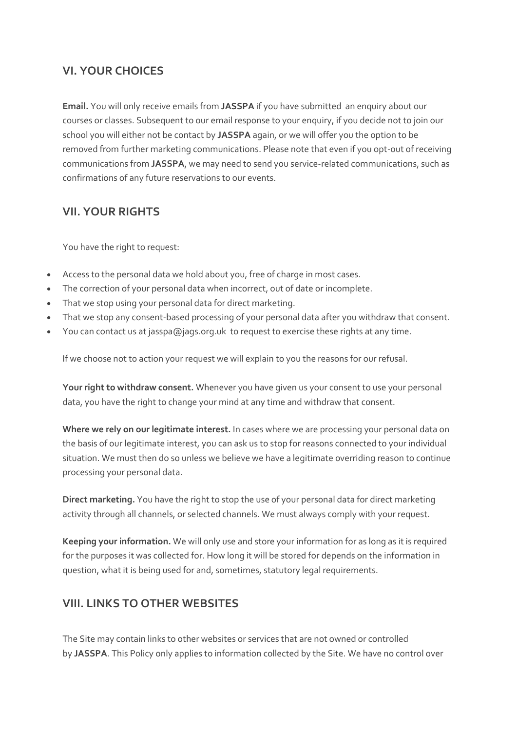## VI. YOUR CHOICES

**Email.** You will only receive emails from **JASSPA** if you have submitted an enquiry about our courses or classes. Subsequent to our email response to your enquiry, if you decide not to join our school you will either not be contact by **JASSPA** again, or we will offer you the option to be removed from further marketing communications. Please note that even if you opt-out of receiving communications from **JASSPA**, we may need to send you service-related communications, such as confirmations of any future reservations to our events.

## VII. YOUR RIGHTS

You have the right to request:

- Access to the personal data we hold about you, free of charge in most cases.
- The correction of your personal data when incorrect, out of date or incomplete.
- That we stop using your personal data for direct marketing.
- That we stop any consent-based processing of your personal data after you withdraw that consent.
- You can contact us at jasspa@jags.org.uk to request to exercise these rights at any time.

If we choose not to action your request we will explain to you the reasons for our refusal.

**Your right to withdraw consent.** Whenever you have given us your consent to use your personal data, you have the right to change your mind at any time and withdraw that consent.

**Where we rely on our legitimate interest.** In cases where we are processing your personal data on the basis of our legitimate interest, you can ask us to stop for reasons connected to your individual situation. We must then do so unless we believe we have a legitimate overriding reason to continue processing your personal data.

**Direct marketing.** You have the right to stop the use of your personal data for direct marketing activity through all channels, or selected channels. We must always comply with your request.

**Keeping your information.** We will only use and store your information for as long as it is required for the purposes it was collected for. How long it will be stored for depends on the information in question, what it is being used for and, sometimes, statutory legal requirements.

## VIII. LINKS TO OTHER WEBSITES

The Site may contain links to other websites or services that are not owned or controlled by **JASSPA**. This Policy only applies to information collected by the Site. We have no control over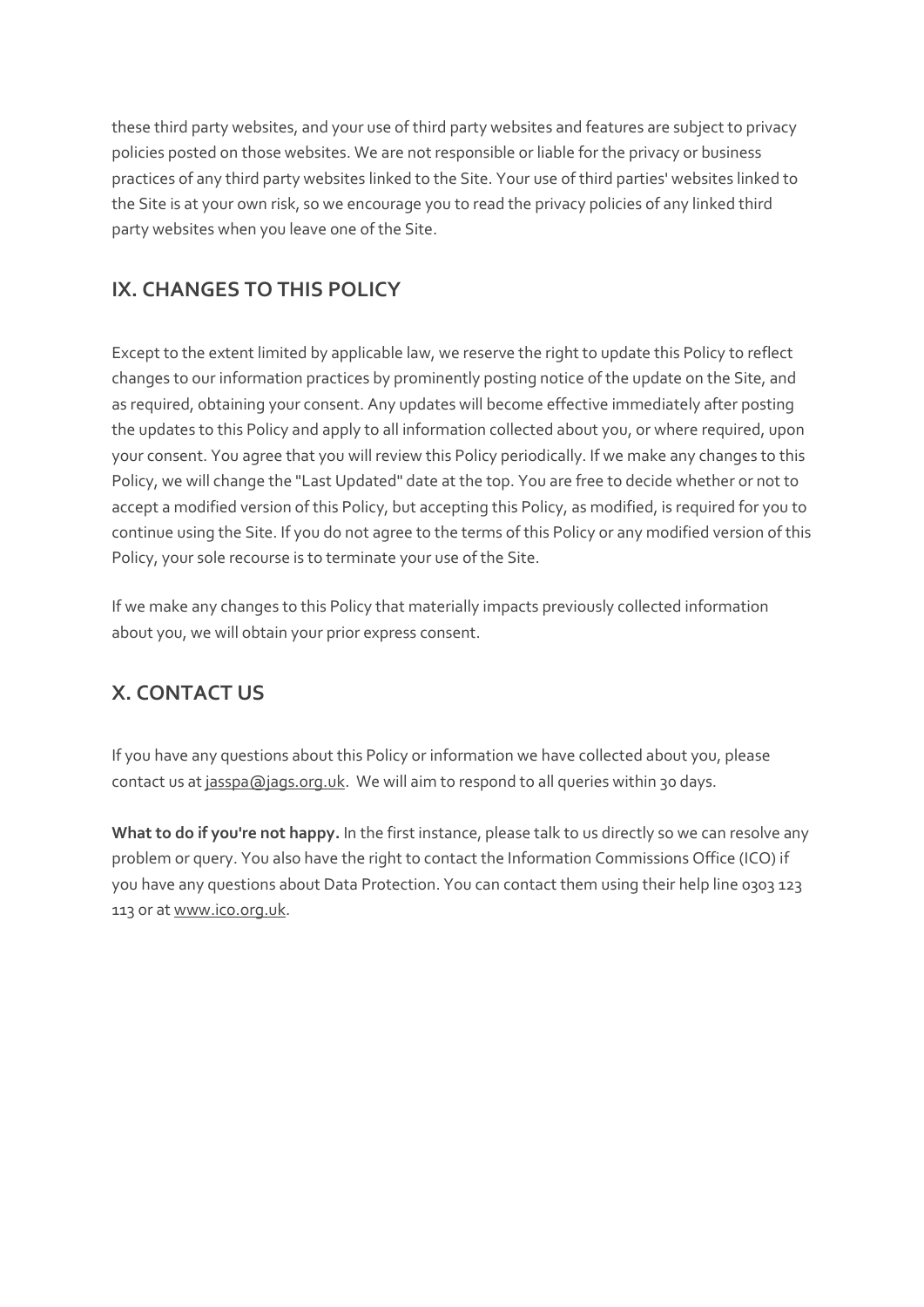these third party websites, and your use of third party websites and features are subject to privacy policies posted on those websites. We are not responsible or liable for the privacy or business practices of any third party websites linked to the Site. Your use of third parties' websites linked to the Site is at your own risk, so we encourage you to read the privacy policies of any linked third party websites when you leave one of the Site.

## IX. CHANGES TO THIS POLICY

Except to the extent limited by applicable law, we reserve the right to update this Policy to reflect changes to our information practices by prominently posting notice of the update on the Site, and as required, obtaining your consent. Any updates will become effective immediately after posting the updates to this Policy and apply to all information collected about you, or where required, upon your consent. You agree that you will review this Policy periodically. If we make any changes to this Policy, we will change the "Last Updated" date at the top. You are free to decide whether or not to accept a modified version of this Policy, but accepting this Policy, as modified, is required for you to continue using the Site. If you do not agree to the terms of this Policy or any modified version of this Policy, your sole recourse is to terminate your use of the Site.

If we make any changes to this Policy that materially impacts previously collected information about you, we will obtain your prior express consent.

## X. CONTACT US

If you have any questions about this Policy or information we have collected about you, please contact us at jasspa@jags.org.uk. We will aim to respond to all queries within 30 days.

**What to do if you're not happy.** In the first instance, please talk to us directly so we can resolve any problem or query. You also have the right to contact the Information Commissions Office (ICO) if you have any questions about Data Protection. You can contact them using their help line 0303 123 113 or at www.ico.org.uk.